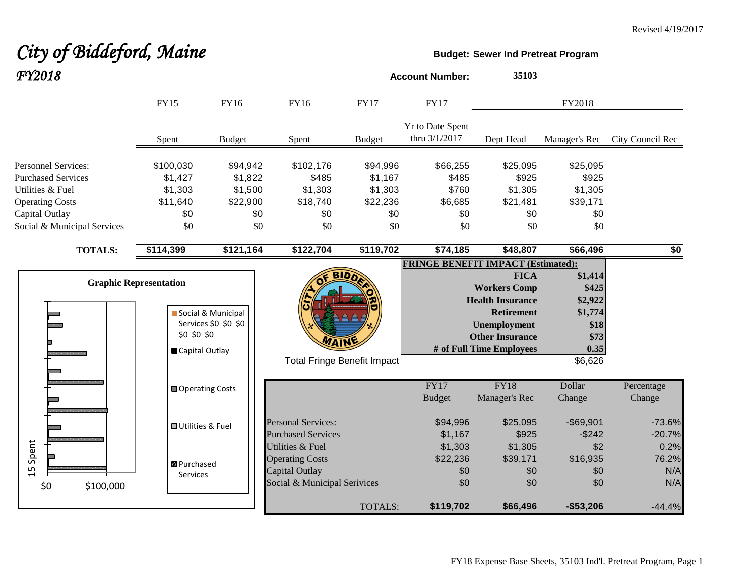Revised 4/19/2017

# *City of Biddeford, Maine*
## *FY2018*

**Budget: Sewer Ind Pretreat Program**

**Account Number: 35103**

| | FY15 | FY16 | FY16 | FY17 | FY17 | FY2018 | | |
|---|---|---|---|---|---|---|---|---|
| | Spent | Budget | Spent | Budget | Yr to Date Spent thru 3/1/2017 | Dept Head | Manager's Rec | City Council Rec |
| Personnel Services: | $100,030 | $94,942 | $102,176 | $94,996 | $66,255 | $25,095 | $25,095 | |
| Purchased Services | $1,427 | $1,822 | $485 | $1,167 | $485 | $925 | $925 | |
| Utilities & Fuel | $1,303 | $1,500 | $1,303 | $1,303 | $760 | $1,305 | $1,305 | |
| Operating Costs | $11,640 | $22,900 | $18,740 | $22,236 | $6,685 | $21,481 | $39,171 | |
| Capital Outlay | $0 | $0 | $0 | $0 | $0 | $0 | $0 | |
| Social & Municipal Services | $0 | $0 | $0 | $0 | $0 | $0 | $0 | |
| **TOTALS:** | **$114,399** | **$121,164** | **$122,704** | **$119,702** | **$74,185** | **$48,807** | **$66,496** | **$0** |

**Graphic Representation**

**FRINGE BENEFIT IMPACT (Estimated):**

| | |
|---|---|
| **FICA** | **$1,414** |
| **Workers Comp** | **$425** |
| **Health Insurance** | **$2,922** |
| **Retirement** | **$1,774** |
| **Unemployment** | **$18** |
| **Other Insurance** | **$73** |
| **# of Full Time Employees** | **0.35** |
| Total Fringe Benefit Impact | $6,626 |

| | FY17 Budget | FY18 Manager's Rec | Dollar Change | Percentage Change |
|---|---|---|---|---|
| Personal Services: | $94,996 | $25,095 | -$69,901 | -73.6% |
| Purchased Services | $1,167 | $925 | -$242 | -20.7% |
| Utilities & Fuel | $1,303 | $1,305 | $2 | 0.2% |
| Operating Costs | $22,236 | $39,171 | $16,935 | 76.2% |
| Capital Outlay | $0 | $0 | $0 | N/A |
| Social & Municipal Serivices | $0 | $0 | $0 | N/A |
| TOTALS: | **$119,702** | **$66,496** | **-$53,206** | -44.4% |

FY18 Expense Base Sheets, 35103 Ind'l. Pretreat Program, Page 1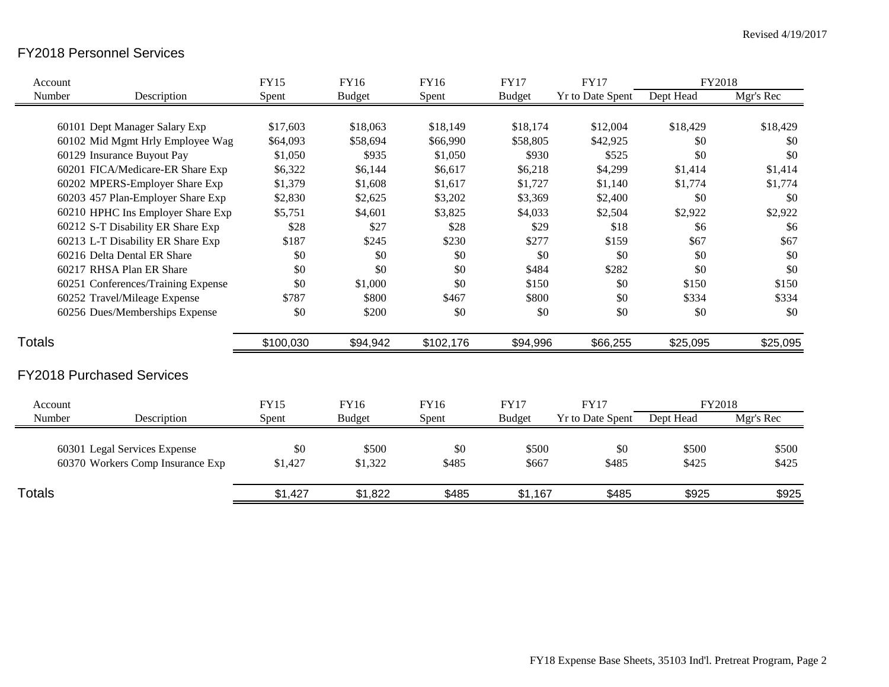Revised 4/19/2017

## FY2018 Personnel Services

| Account Number | Description | FY15 Spent | FY16 Budget | FY16 Spent | FY17 Budget | FY17 Yr to Date Spent | FY2018 Dept Head | FY2018 Mgr's Rec |
|---|---|---|---|---|---|---|---|---|
| 60101 | Dept Manager Salary Exp | $17,603 | $18,063 | $18,149 | $18,174 | $12,004 | $18,429 | $18,429 |
| 60102 | Mid Mgmt Hrly Employee Wag | $64,093 | $58,694 | $66,990 | $58,805 | $42,925 | $0 | $0 |
| 60129 | Insurance Buyout Pay | $1,050 | $935 | $1,050 | $930 | $525 | $0 | $0 |
| 60201 | FICA/Medicare-ER Share Exp | $6,322 | $6,144 | $6,617 | $6,218 | $4,299 | $1,414 | $1,414 |
| 60202 | MPERS-Employer Share Exp | $1,379 | $1,608 | $1,617 | $1,727 | $1,140 | $1,774 | $1,774 |
| 60203 | 457 Plan-Employer Share Exp | $2,830 | $2,625 | $3,202 | $3,369 | $2,400 | $0 | $0 |
| 60210 | HPHC Ins Employer Share Exp | $5,751 | $4,601 | $3,825 | $4,033 | $2,504 | $2,922 | $2,922 |
| 60212 | S-T Disability ER Share Exp | $28 | $27 | $28 | $29 | $18 | $6 | $6 |
| 60213 | L-T Disability ER Share Exp | $187 | $245 | $230 | $277 | $159 | $67 | $67 |
| 60216 | Delta Dental ER Share | $0 | $0 | $0 | $0 | $0 | $0 | $0 |
| 60217 | RHSA Plan ER Share | $0 | $0 | $0 | $484 | $282 | $0 | $0 |
| 60251 | Conferences/Training Expense | $0 | $1,000 | $0 | $150 | $0 | $150 | $150 |
| 60252 | Travel/Mileage Expense | $787 | $800 | $467 | $800 | $0 | $334 | $334 |
| 60256 | Dues/Memberships Expense | $0 | $200 | $0 | $0 | $0 | $0 | $0 |
| **Totals** | | $100,030 | $94,942 | $102,176 | $94,996 | $66,255 | $25,095 | $25,095 |

## FY2018 Purchased Services

| Account Number | Description | FY15 Spent | FY16 Budget | FY16 Spent | FY17 Budget | FY17 Yr to Date Spent | FY2018 Dept Head | FY2018 Mgr's Rec |
|---|---|---|---|---|---|---|---|---|
| 60301 | Legal Services Expense | $0 | $500 | $0 | $500 | $0 | $500 | $500 |
| 60370 | Workers Comp Insurance Exp | $1,427 | $1,322 | $485 | $667 | $485 | $425 | $425 |
| **Totals** | | $1,427 | $1,822 | $485 | $1,167 | $485 | $925 | $925 |

FY18 Expense Base Sheets, 35103 Ind'l. Pretreat Program, Page 2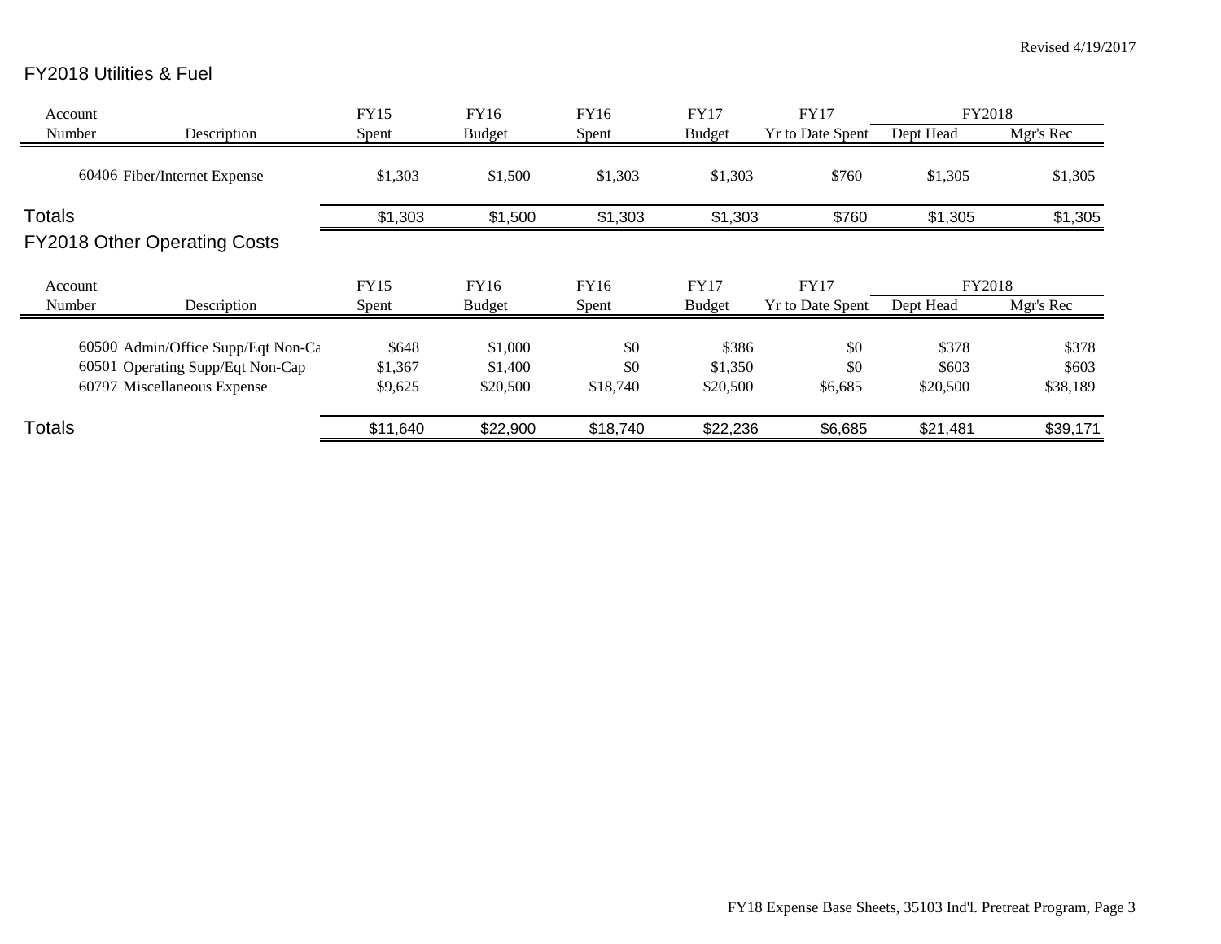Revised 4/19/2017

## FY2018 Utilities & Fuel

| Account Number | Description | FY15 Spent | FY16 Budget | FY16 Spent | FY17 Budget | FY17 Yr to Date Spent | FY2018 Dept Head | FY2018 Mgr's Rec |
|---|---|---|---|---|---|---|---|---|
| 60406 | Fiber/Internet Expense | $1,303 | $1,500 | $1,303 | $1,303 | $760 | $1,305 | $1,305 |
| **Totals** | | $1,303 | $1,500 | $1,303 | $1,303 | $760 | $1,305 | $1,305 |

## FY2018 Other Operating Costs

| Account Number | Description | FY15 Spent | FY16 Budget | FY16 Spent | FY17 Budget | FY17 Yr to Date Spent | FY2018 Dept Head | FY2018 Mgr's Rec |
|---|---|---|---|---|---|---|---|---|
| 60500 | Admin/Office Supp/Eqt Non-Ca | $648 | $1,000 | $0 | $386 | $0 | $378 | $378 |
| 60501 | Operating Supp/Eqt Non-Cap | $1,367 | $1,400 | $0 | $1,350 | $0 | $603 | $603 |
| 60797 | Miscellaneous Expense | $9,625 | $20,500 | $18,740 | $20,500 | $6,685 | $20,500 | $38,189 |
| **Totals** | | $11,640 | $22,900 | $18,740 | $22,236 | $6,685 | $21,481 | $39,171 |

FY18 Expense Base Sheets, 35103 Ind'l. Pretreat Program, Page 3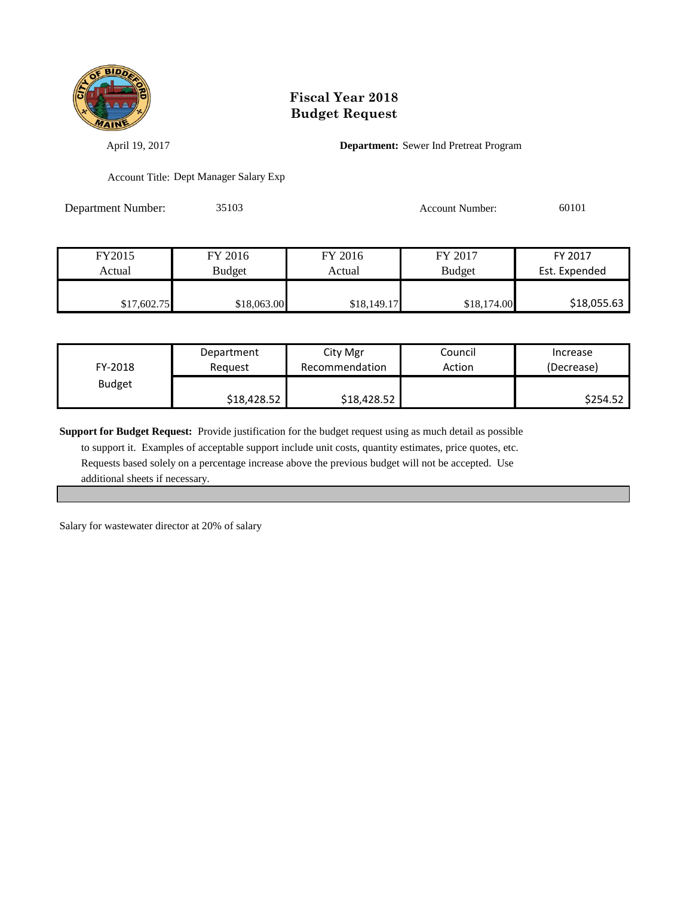# Fiscal Year 2018
# Budget Request

April 19, 2017

**Department:** Sewer Ind Pretreat Program

Account Title: Dept Manager Salary Exp

Department Number: 35103

Account Number: 60101

| FY2015 Actual | FY 2016 Budget | FY 2016 Actual | FY 2017 Budget | FY 2017 Est. Expended |
|---|---|---|---|---|
| $17,602.75 | $18,063.00 | $18,149.17 | $18,174.00 | $18,055.63 |

| FY-2018 Budget | Department Request | City Mgr Recommendation | Council Action | Increase (Decrease) |
|---|---|---|---|---|
| | $18,428.52 | $18,428.52 | | $254.52 |

**Support for Budget Request:** Provide justification for the budget request using as much detail as possible to support it. Examples of acceptable support include unit costs, quantity estimates, price quotes, etc. Requests based solely on a percentage increase above the previous budget will not be accepted. Use additional sheets if necessary.

Salary for wastewater director at 20% of salary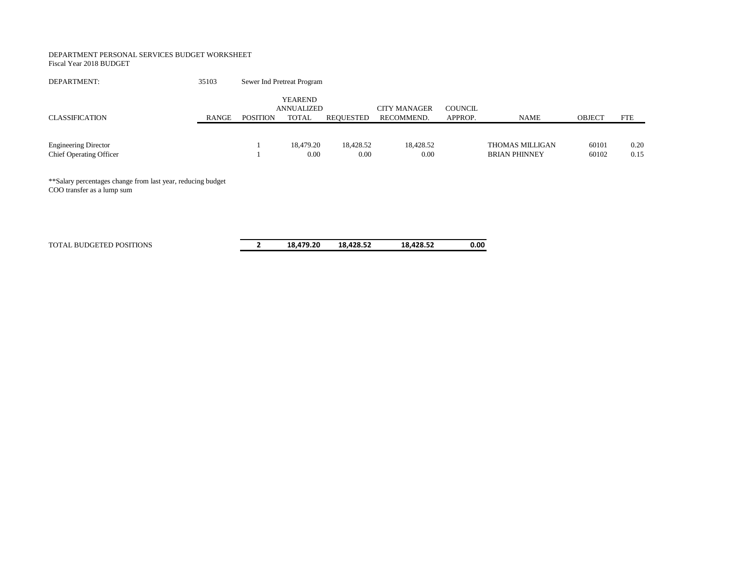DEPARTMENT PERSONAL SERVICES BUDGET WORKSHEET
Fiscal Year 2018 BUDGET

DEPARTMENT: 35103 Sewer Ind Pretreat Program

| CLASSIFICATION | RANGE | POSITION | YEAREND ANNUALIZED TOTAL | REQUESTED | CITY MANAGER RECOMMEND. | COUNCIL APPROP. | NAME | OBJECT | FTE |
|---|---|---|---|---|---|---|---|---|---|
| Engineering Director | | 1 | 18,479.20 | 18,428.52 | 18,428.52 | | THOMAS MILLIGAN | 60101 | 0.20 |
| Chief Operating Officer | | 1 | 0.00 | 0.00 | 0.00 | | BRIAN PHINNEY | 60102 | 0.15 |
| TOTAL BUDGETED POSITIONS | | **2** | **18,479.20** | **18,428.52** | **18,428.52** | **0.00** | | | |

**Salary percentages change from last year, reducing budget
COO transfer as a lump sum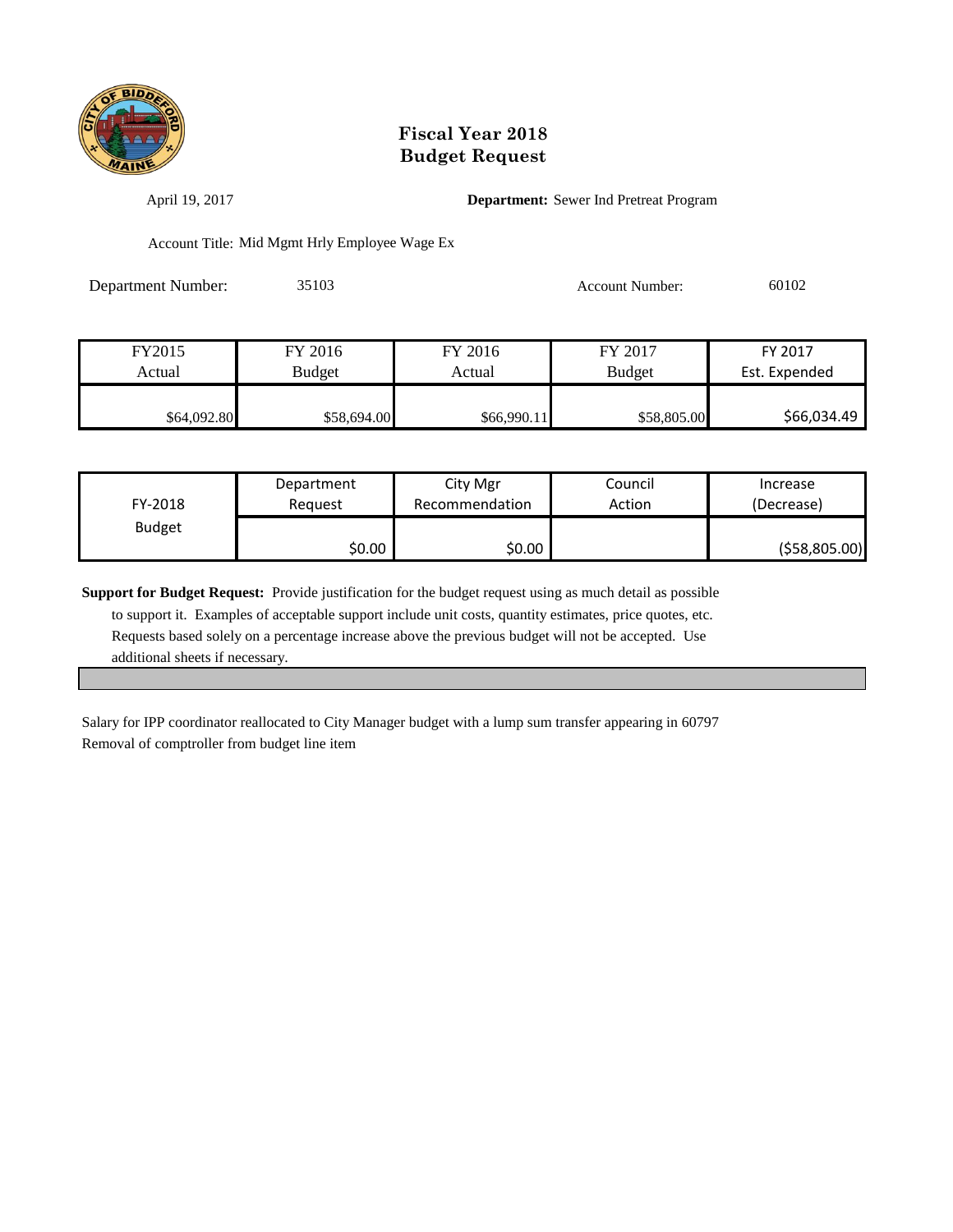# Fiscal Year 2018
# Budget Request

April 19, 2017

**Department:** Sewer Ind Pretreat Program

Account Title: Mid Mgmt Hrly Employee Wage Ex

Department Number: 35103

Account Number: 60102

| FY2015 Actual | FY 2016 Budget | FY 2016 Actual | FY 2017 Budget | FY 2017 Est. Expended |
|---|---|---|---|---|
| $64,092.80 | $58,694.00 | $66,990.11 | $58,805.00 | $66,034.49 |

| FY-2018 Budget | Department Request | City Mgr Recommendation | Council Action | Increase (Decrease) |
|---|---|---|---|---|
| | $0.00 | $0.00 | | ($58,805.00) |

**Support for Budget Request:** Provide justification for the budget request using as much detail as possible to support it. Examples of acceptable support include unit costs, quantity estimates, price quotes, etc. Requests based solely on a percentage increase above the previous budget will not be accepted. Use additional sheets if necessary.

Salary for IPP coordinator reallocated to City Manager budget with a lump sum transfer appearing in 60797
Removal of comptroller from budget line item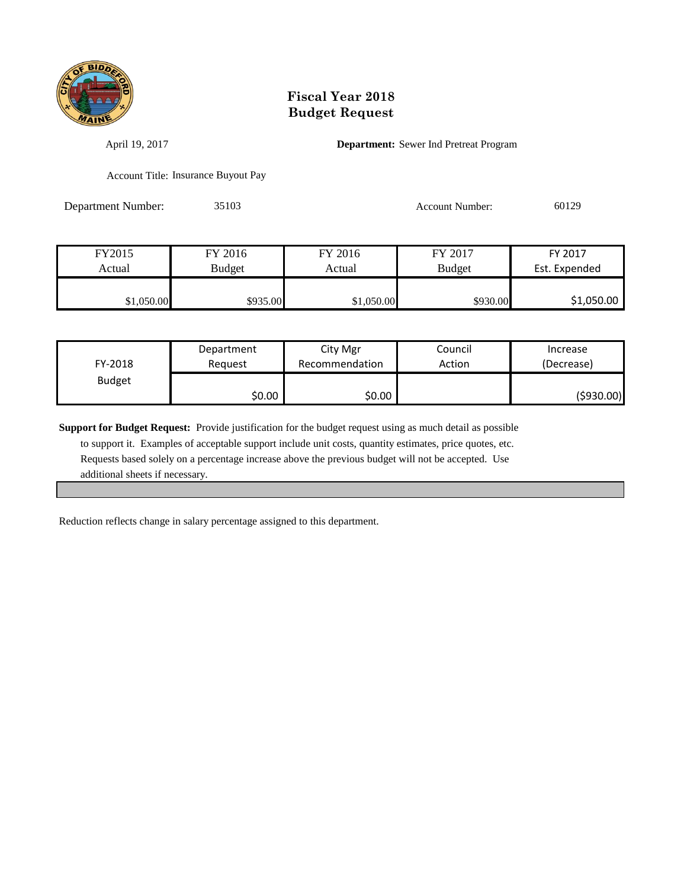# Fiscal Year 2018
# Budget Request

April 19, 2017

**Department:** Sewer Ind Pretreat Program

Account Title: Insurance Buyout Pay

Department Number: 35103

Account Number: 60129

| FY2015 Actual | FY 2016 Budget | FY 2016 Actual | FY 2017 Budget | FY 2017 Est. Expended |
|---|---|---|---|---|
| $1,050.00 | $935.00 | $1,050.00 | $930.00 | $1,050.00 |

| FY-2018 Budget | Department Request | City Mgr Recommendation | Council Action | Increase (Decrease) |
|---|---|---|---|---|
| | $0.00 | $0.00 | | ($930.00) |

**Support for Budget Request:** Provide justification for the budget request using as much detail as possible to support it. Examples of acceptable support include unit costs, quantity estimates, price quotes, etc. Requests based solely on a percentage increase above the previous budget will not be accepted. Use additional sheets if necessary.

Reduction reflects change in salary percentage assigned to this department.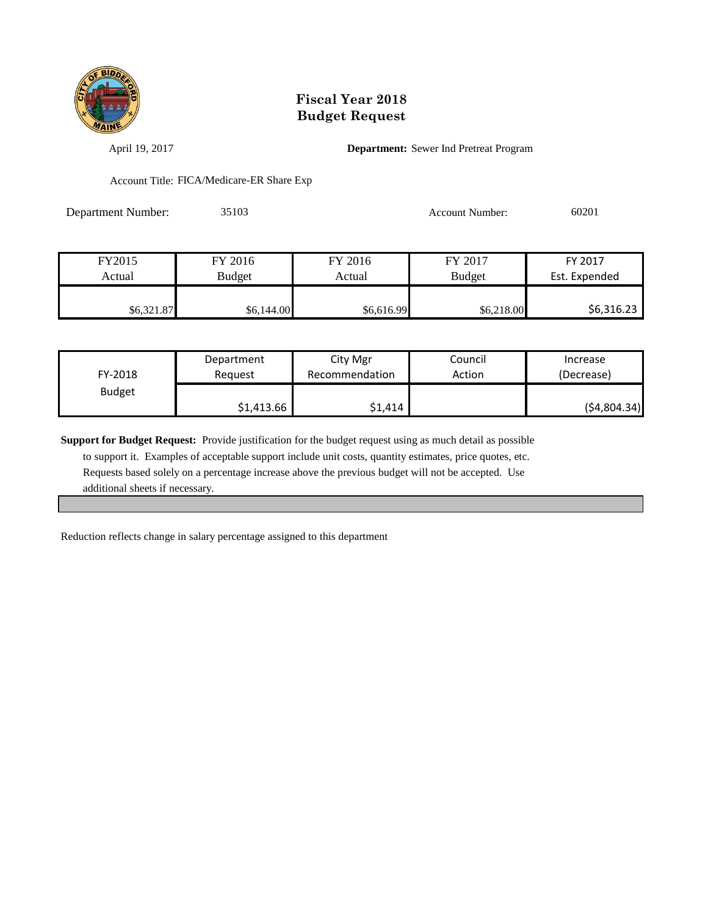# Fiscal Year 2018
# Budget Request

April 19, 2017

**Department:** Sewer Ind Pretreat Program

Account Title: FICA/Medicare-ER Share Exp

Department Number: 35103

Account Number: 60201

| FY2015 Actual | FY 2016 Budget | FY 2016 Actual | FY 2017 Budget | FY 2017 Est. Expended |
|---|---|---|---|---|
| $6,321.87 | $6,144.00 | $6,616.99 | $6,218.00 | $6,316.23 |

| FY-2018 Budget | Department Request | City Mgr Recommendation | Council Action | Increase (Decrease) |
|---|---|---|---|---|
| | $1,413.66 | $1,414 | | ($4,804.34) |

**Support for Budget Request:** Provide justification for the budget request using as much detail as possible to support it. Examples of acceptable support include unit costs, quantity estimates, price quotes, etc. Requests based solely on a percentage increase above the previous budget will not be accepted. Use additional sheets if necessary.

Reduction reflects change in salary percentage assigned to this department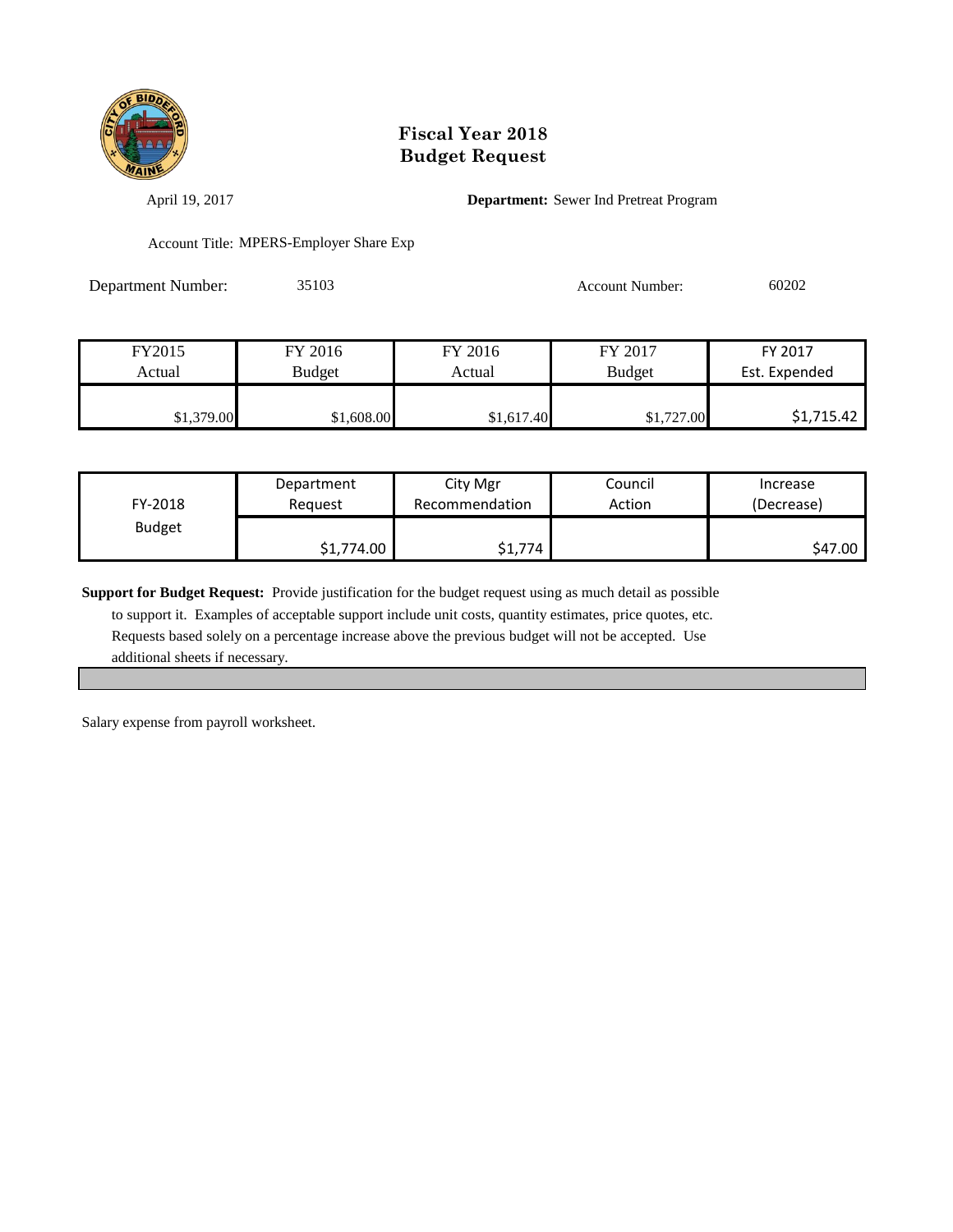# Fiscal Year 2018
# Budget Request

April 19, 2017 **Department:** Sewer Ind Pretreat Program

Account Title: MPERS-Employer Share Exp

Department Number: 35103 Account Number: 60202

| FY2015 Actual | FY 2016 Budget | FY 2016 Actual | FY 2017 Budget | FY 2017 Est. Expended |
|---|---|---|---|---|
| $1,379.00 | $1,608.00 | $1,617.40 | $1,727.00 | $1,715.42 |

| FY-2018 Budget | Department Request | City Mgr Recommendation | Council Action | Increase (Decrease) |
|---|---|---|---|---|
| | $1,774.00 | $1,774 | | $47.00 |

**Support for Budget Request:** Provide justification for the budget request using as much detail as possible to support it. Examples of acceptable support include unit costs, quantity estimates, price quotes, etc. Requests based solely on a percentage increase above the previous budget will not be accepted. Use additional sheets if necessary.

Salary expense from payroll worksheet.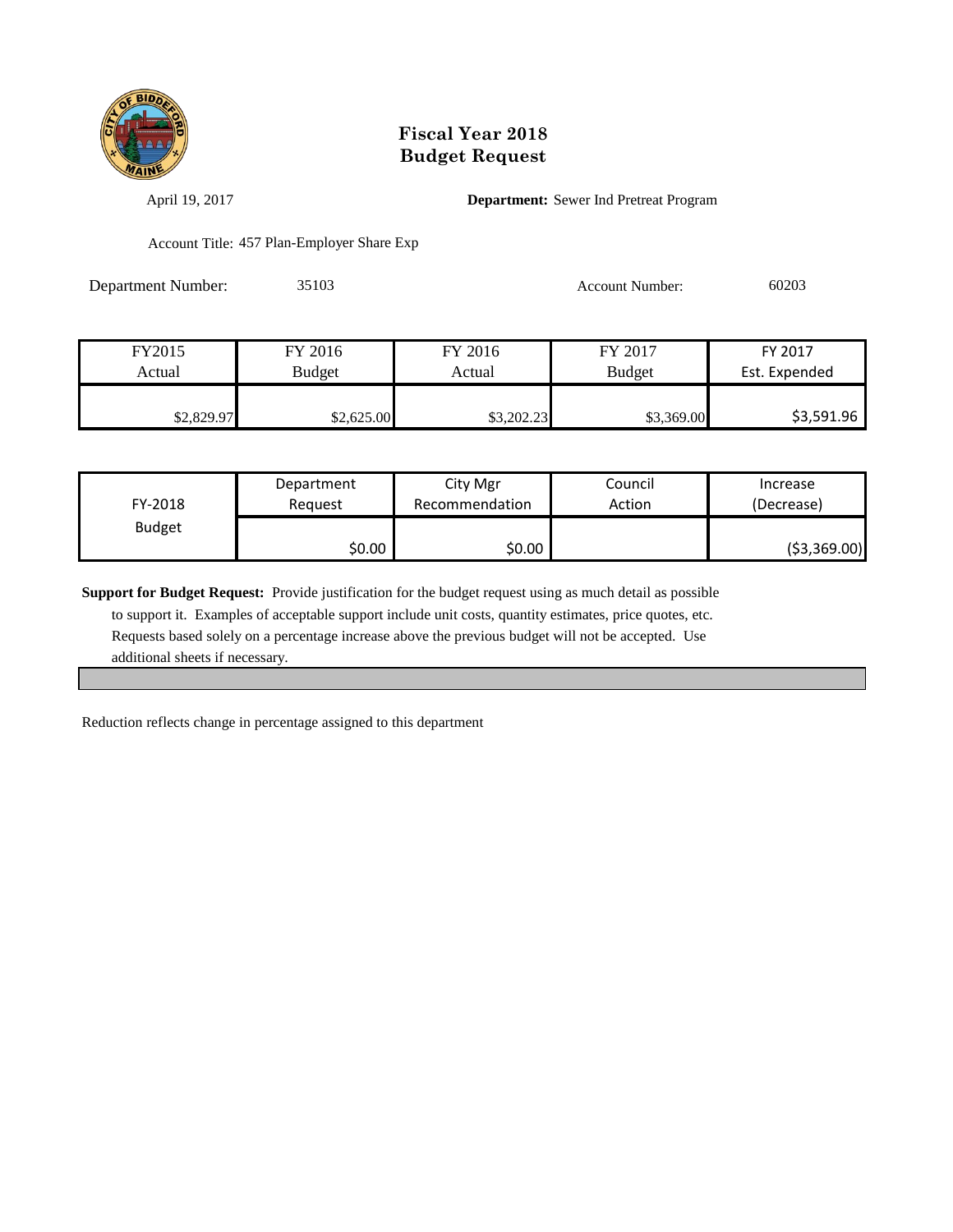# Fiscal Year 2018
# Budget Request

April 19, 2017

**Department:** Sewer Ind Pretreat Program

Account Title: 457 Plan-Employer Share Exp

Department Number: 35103

Account Number: 60203

| FY2015 Actual | FY 2016 Budget | FY 2016 Actual | FY 2017 Budget | FY 2017 Est. Expended |
|---|---|---|---|---|
| $2,829.97 | $2,625.00 | $3,202.23 | $3,369.00 | $3,591.96 |

| FY-2018 Budget | Department Request | City Mgr Recommendation | Council Action | Increase (Decrease) |
|---|---|---|---|---|
| | $0.00 | $0.00 | | ($3,369.00) |

**Support for Budget Request:** Provide justification for the budget request using as much detail as possible to support it. Examples of acceptable support include unit costs, quantity estimates, price quotes, etc. Requests based solely on a percentage increase above the previous budget will not be accepted. Use additional sheets if necessary.

Reduction reflects change in percentage assigned to this department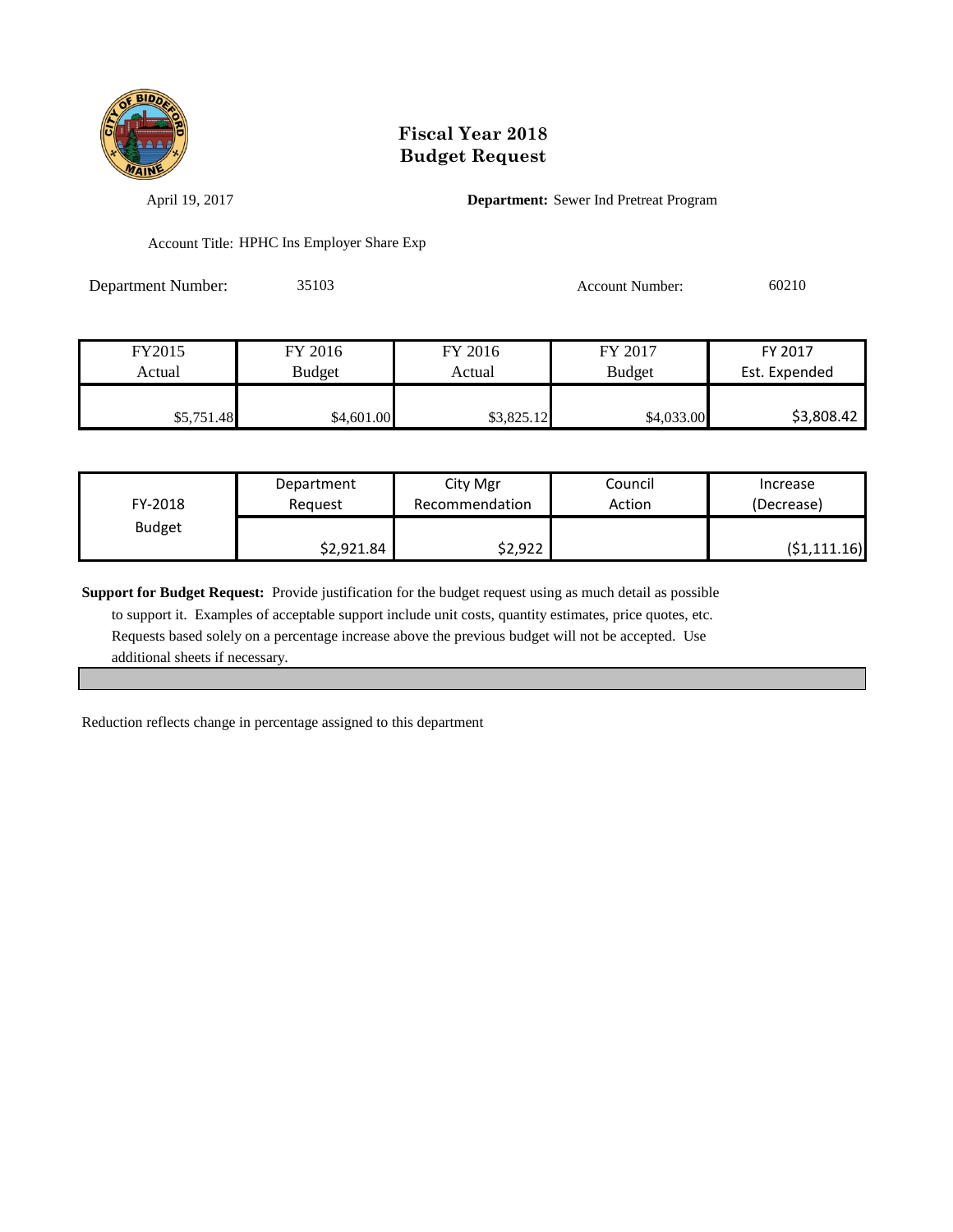# Fiscal Year 2018
# Budget Request

April 19, 2017

**Department:** Sewer Ind Pretreat Program

Account Title: HPHC Ins Employer Share Exp

Department Number: 35103

Account Number: 60210

| FY2015 Actual | FY 2016 Budget | FY 2016 Actual | FY 2017 Budget | FY 2017 Est. Expended |
|---|---|---|---|---|
| $5,751.48 | $4,601.00 | $3,825.12 | $4,033.00 | $3,808.42 |

| FY-2018 Budget | Department Request | City Mgr Recommendation | Council Action | Increase (Decrease) |
|---|---|---|---|---|
| | $2,921.84 | $2,922 | | ($1,111.16) |

**Support for Budget Request:** Provide justification for the budget request using as much detail as possible to support it. Examples of acceptable support include unit costs, quantity estimates, price quotes, etc. Requests based solely on a percentage increase above the previous budget will not be accepted. Use additional sheets if necessary.

Reduction reflects change in percentage assigned to this department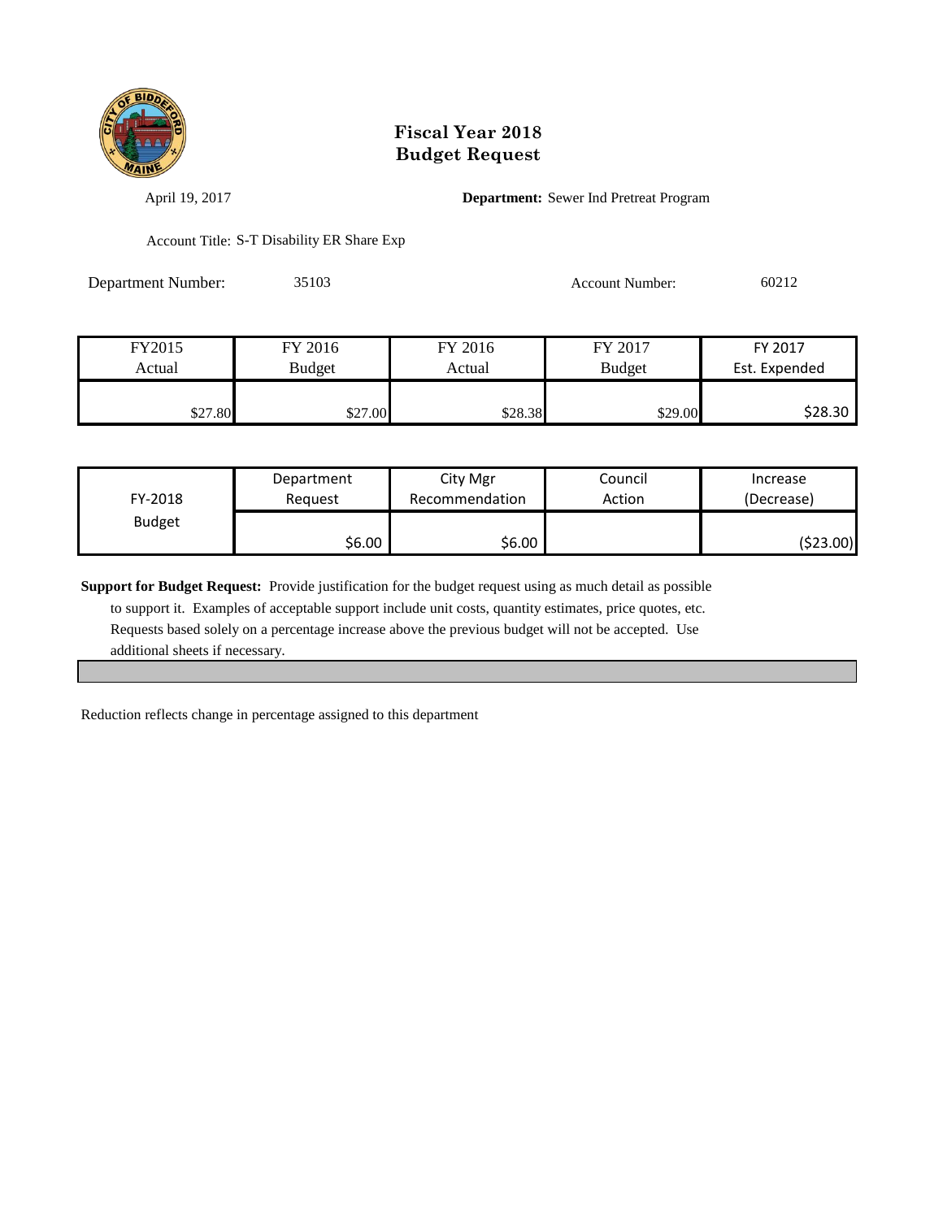# Fiscal Year 2018
# Budget Request

April 19, 2017

**Department:** Sewer Ind Pretreat Program

Account Title: S-T Disability ER Share Exp

Department Number: 35103

Account Number: 60212

| FY2015 Actual | FY 2016 Budget | FY 2016 Actual | FY 2017 Budget | FY 2017 Est. Expended |
|---|---|---|---|---|
| $27.80 | $27.00 | $28.38 | $29.00 | $28.30 |

| FY-2018 Budget | Department Request | City Mgr Recommendation | Council Action | Increase (Decrease) |
|---|---|---|---|---|
| | $6.00 | $6.00 | | ($23.00) |

**Support for Budget Request:** Provide justification for the budget request using as much detail as possible to support it. Examples of acceptable support include unit costs, quantity estimates, price quotes, etc. Requests based solely on a percentage increase above the previous budget will not be accepted. Use additional sheets if necessary.

Reduction reflects change in percentage assigned to this department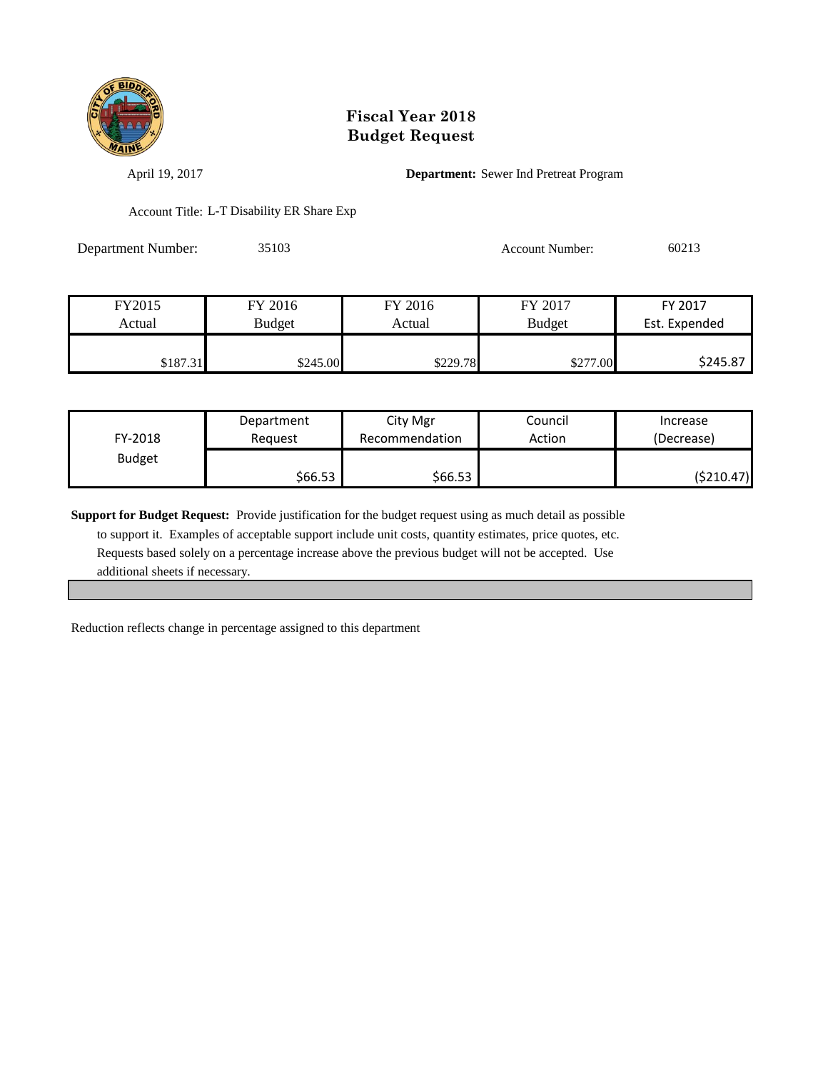# Fiscal Year 2018
# Budget Request

April 19, 2017

**Department:** Sewer Ind Pretreat Program

Account Title: L-T Disability ER Share Exp

Department Number: 35103

Account Number: 60213

| FY2015 Actual | FY 2016 Budget | FY 2016 Actual | FY 2017 Budget | FY 2017 Est. Expended |
|---|---|---|---|---|
| $187.31 | $245.00 | $229.78 | $277.00 | $245.87 |

| FY-2018 Budget | Department Request | City Mgr Recommendation | Council Action | Increase (Decrease) |
|---|---|---|---|---|
| | $66.53 | $66.53 | | ($210.47) |

**Support for Budget Request:** Provide justification for the budget request using as much detail as possible to support it. Examples of acceptable support include unit costs, quantity estimates, price quotes, etc. Requests based solely on a percentage increase above the previous budget will not be accepted. Use additional sheets if necessary.

Reduction reflects change in percentage assigned to this department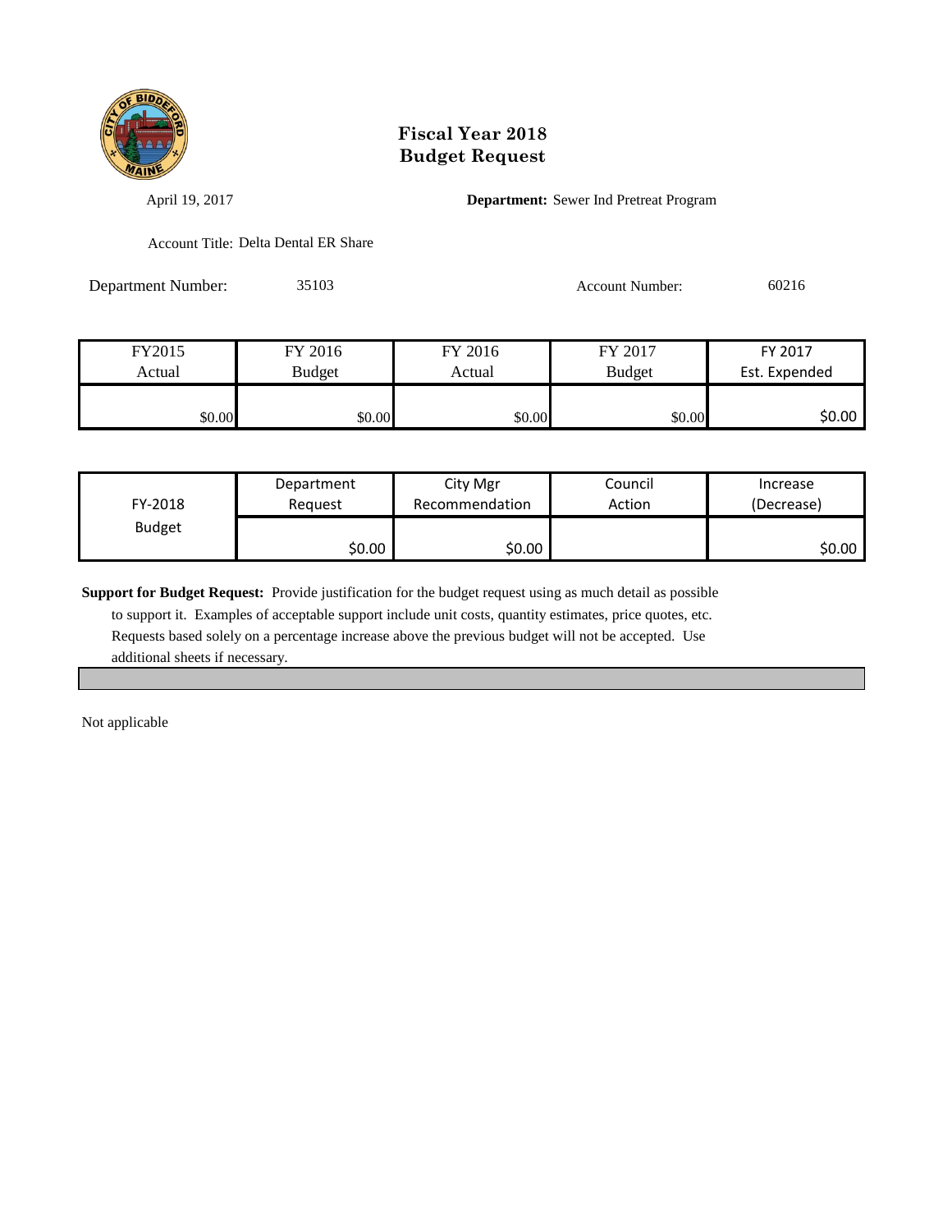# Fiscal Year 2018
# Budget Request

April 19, 2017

**Department:** Sewer Ind Pretreat Program

Account Title: Delta Dental ER Share

Department Number: 35103

Account Number: 60216

| FY2015 Actual | FY 2016 Budget | FY 2016 Actual | FY 2017 Budget | FY 2017 Est. Expended |
|---|---|---|---|---|
| $0.00 | $0.00 | $0.00 | $0.00 | $0.00 |

| FY-2018 Budget | Department Request | City Mgr Recommendation | Council Action | Increase (Decrease) |
|---|---|---|---|---|
| | $0.00 | $0.00 | | $0.00 |

**Support for Budget Request:** Provide justification for the budget request using as much detail as possible to support it. Examples of acceptable support include unit costs, quantity estimates, price quotes, etc. Requests based solely on a percentage increase above the previous budget will not be accepted. Use additional sheets if necessary.

Not applicable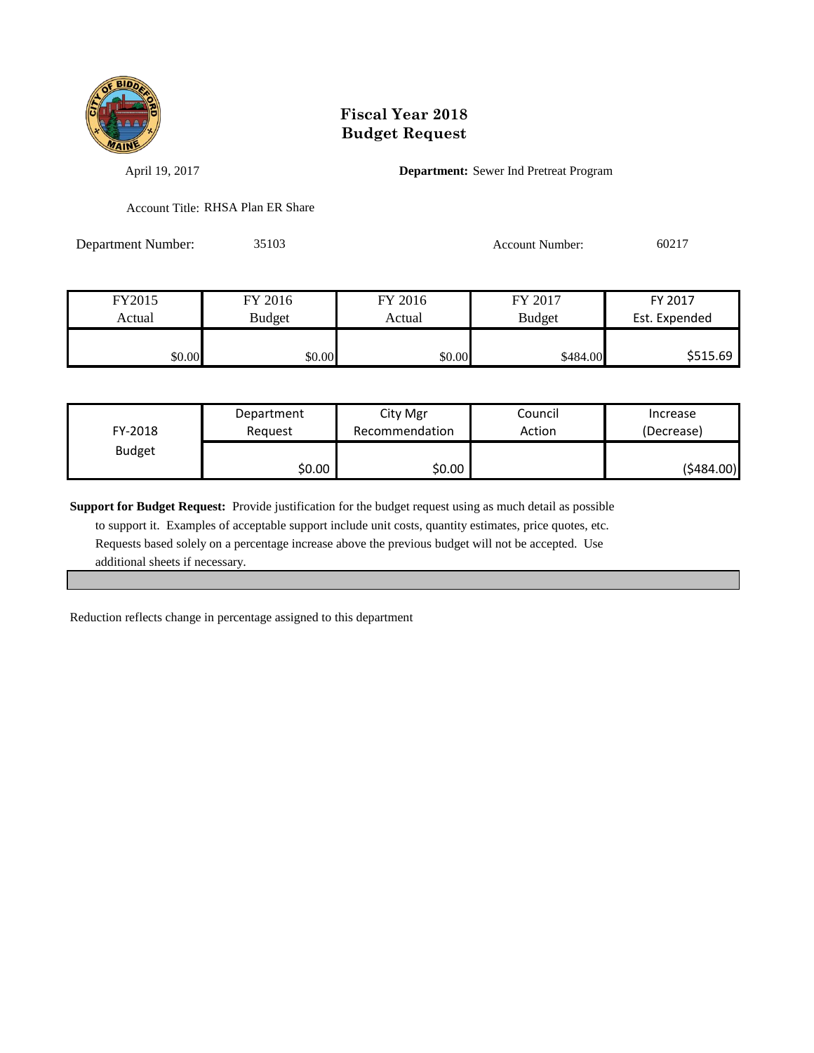# Fiscal Year 2018
# Budget Request

April 19, 2017

**Department:** Sewer Ind Pretreat Program

Account Title: RHSA Plan ER Share

Department Number: 35103

Account Number: 60217

| FY2015 Actual | FY 2016 Budget | FY 2016 Actual | FY 2017 Budget | FY 2017 Est. Expended |
|---|---|---|---|---|
| $0.00 | $0.00 | $0.00 | $484.00 | $515.69 |

| FY-2018 Budget | Department Request | City Mgr Recommendation | Council Action | Increase (Decrease) |
|---|---|---|---|---|
| | $0.00 | $0.00 | | ($484.00) |

**Support for Budget Request:** Provide justification for the budget request using as much detail as possible to support it. Examples of acceptable support include unit costs, quantity estimates, price quotes, etc. Requests based solely on a percentage increase above the previous budget will not be accepted. Use additional sheets if necessary.

Reduction reflects change in percentage assigned to this department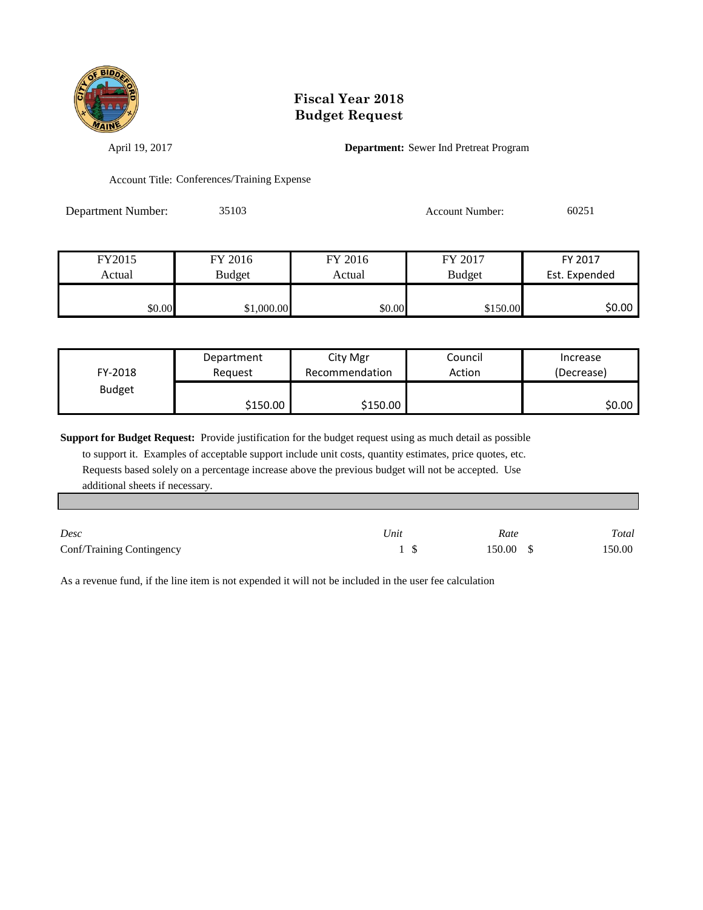# Fiscal Year 2018
# Budget Request

April 19, 2017

**Department:** Sewer Ind Pretreat Program

Account Title: Conferences/Training Expense

Department Number: 35103

Account Number: 60251

| FY2015 Actual | FY 2016 Budget | FY 2016 Actual | FY 2017 Budget | FY 2017 Est. Expended |
|---|---|---|---|---|
| $0.00 | $1,000.00 | $0.00 | $150.00 | $0.00 |

| FY-2018 Budget | Department Request | City Mgr Recommendation | Council Action | Increase (Decrease) |
|---|---|---|---|---|
| | $150.00 | $150.00 | | $0.00 |

**Support for Budget Request:** Provide justification for the budget request using as much detail as possible to support it. Examples of acceptable support include unit costs, quantity estimates, price quotes, etc. Requests based solely on a percentage increase above the previous budget will not be accepted. Use additional sheets if necessary.

| *Desc* | *Unit* | *Rate* | *Total* |
|---|---|---|---|
| Conf/Training Contingency | 1 | $ 150.00 | $ 150.00 |

As a revenue fund, if the line item is not expended it will not be included in the user fee calculation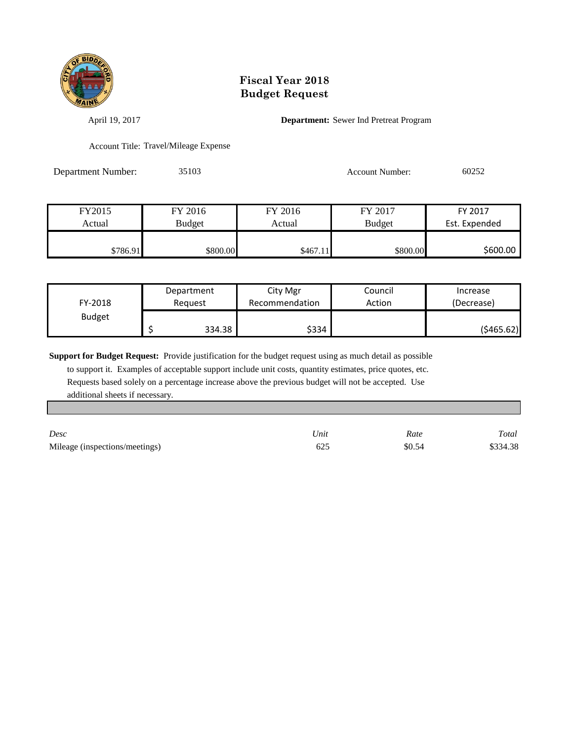# Fiscal Year 2018
# Budget Request

April 19, 2017

**Department:** Sewer Ind Pretreat Program

Account Title: Travel/Mileage Expense

Department Number: 35103

Account Number: 60252

| FY2015 Actual | FY 2016 Budget | FY 2016 Actual | FY 2017 Budget | FY 2017 Est. Expended |
|---|---|---|---|---|
| $786.91 | $800.00 | $467.11 | $800.00 | $600.00 |

| FY-2018 Budget | Department Request | City Mgr Recommendation | Council Action | Increase (Decrease) |
|---|---|---|---|---|
| | $ 334.38 | $334 | | ($465.62) |

**Support for Budget Request:** Provide justification for the budget request using as much detail as possible to support it. Examples of acceptable support include unit costs, quantity estimates, price quotes, etc. Requests based solely on a percentage increase above the previous budget will not be accepted. Use additional sheets if necessary.

| *Desc* | *Unit* | *Rate* | *Total* |
|---|---|---|---|
| Mileage (inspections/meetings) | 625 | $0.54 | $334.38 |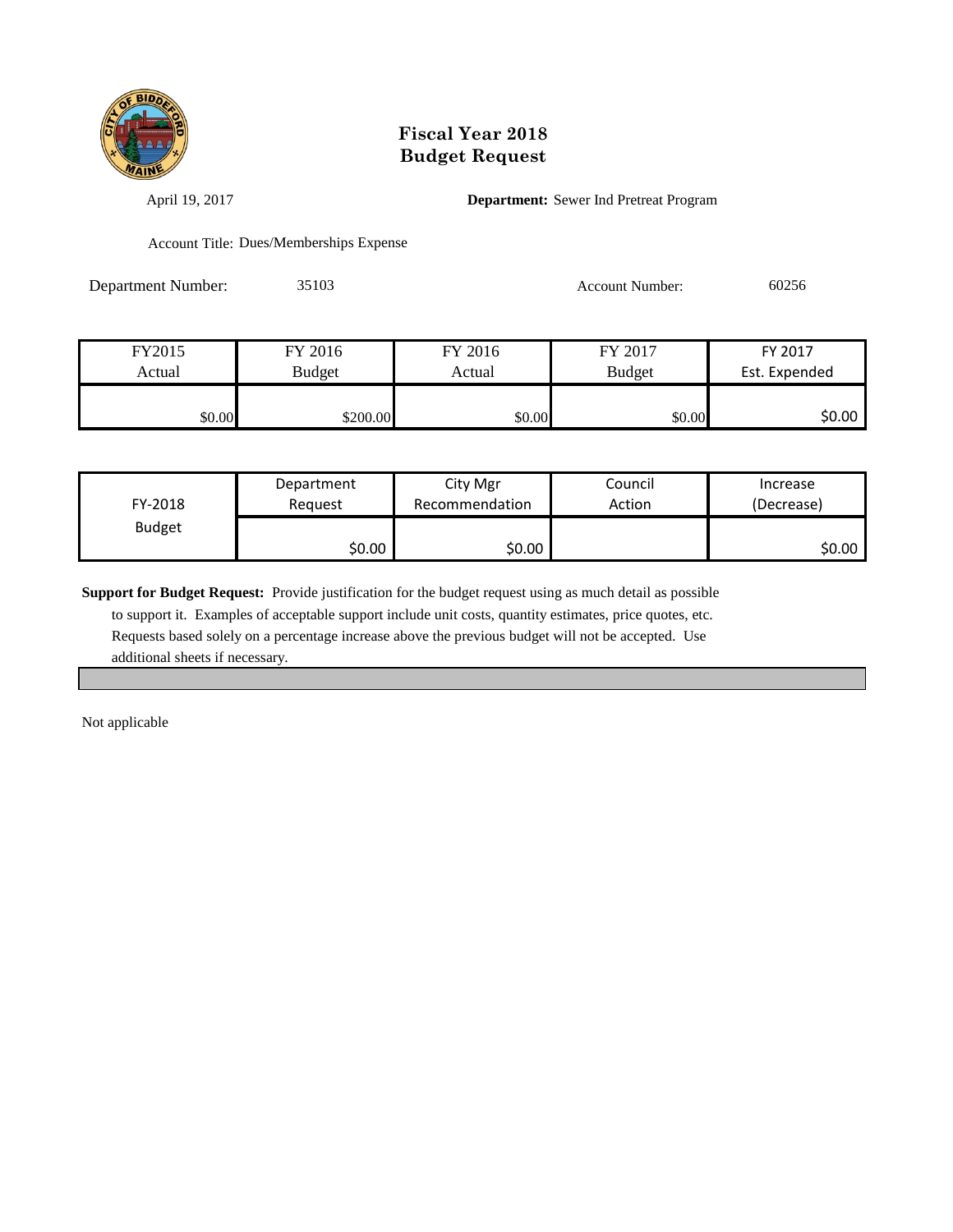# Fiscal Year 2018
# Budget Request

April 19, 2017

**Department:** Sewer Ind Pretreat Program

Account Title: Dues/Memberships Expense

Department Number: 35103

Account Number: 60256

| FY2015 Actual | FY 2016 Budget | FY 2016 Actual | FY 2017 Budget | FY 2017 Est. Expended |
|---|---|---|---|---|
| $0.00 | $200.00 | $0.00 | $0.00 | $0.00 |

| FY-2018 Budget | Department Request | City Mgr Recommendation | Council Action | Increase (Decrease) |
|---|---|---|---|---|
| | $0.00 | $0.00 | | $0.00 |

**Support for Budget Request:** Provide justification for the budget request using as much detail as possible to support it. Examples of acceptable support include unit costs, quantity estimates, price quotes, etc. Requests based solely on a percentage increase above the previous budget will not be accepted. Use additional sheets if necessary.

Not applicable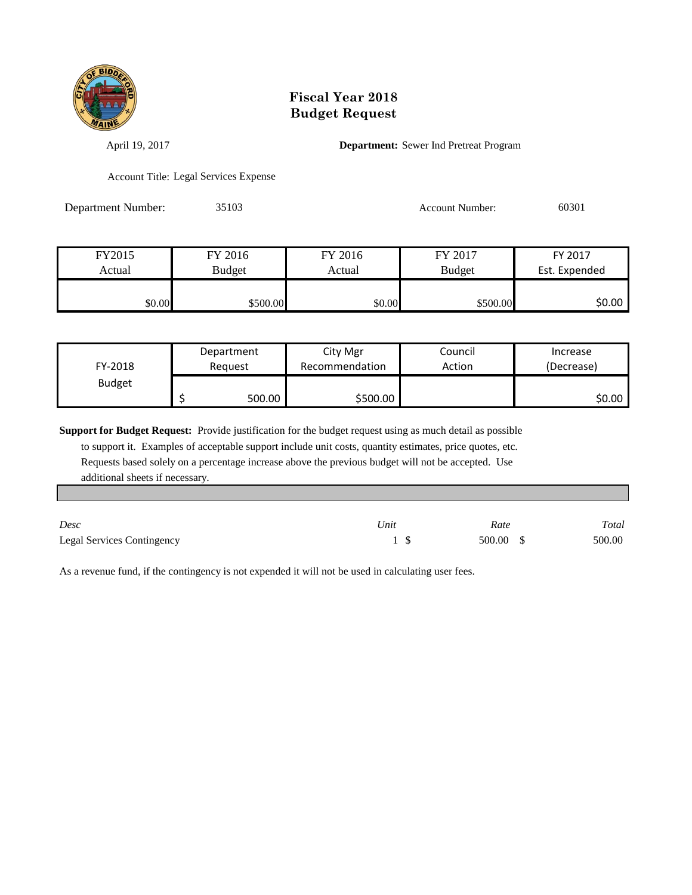# Fiscal Year 2018
# Budget Request

April 19, 2017

**Department:** Sewer Ind Pretreat Program

Account Title: Legal Services Expense

Department Number: 35103

Account Number: 60301

| FY2015 Actual | FY 2016 Budget | FY 2016 Actual | FY 2017 Budget | FY 2017 Est. Expended |
|---|---|---|---|---|
| $0.00 | $500.00 | $0.00 | $500.00 | $0.00 |

| FY-2018 Budget | Department Request | City Mgr Recommendation | Council Action | Increase (Decrease) |
|---|---|---|---|---|
| | $ 500.00 | $500.00 | | $0.00 |

**Support for Budget Request:** Provide justification for the budget request using as much detail as possible to support it. Examples of acceptable support include unit costs, quantity estimates, price quotes, etc. Requests based solely on a percentage increase above the previous budget will not be accepted. Use additional sheets if necessary.

| *Desc* | *Unit* | *Rate* | *Total* |
|---|---|---|---|
| Legal Services Contingency | 1 | $ 500.00 | $ 500.00 |

As a revenue fund, if the contingency is not expended it will not be used in calculating user fees.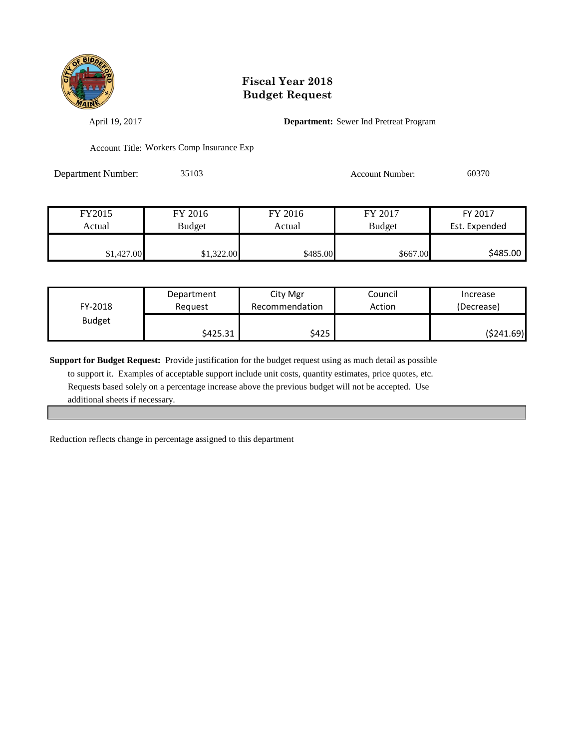# Fiscal Year 2018
# Budget Request

April 19, 2017

**Department:** Sewer Ind Pretreat Program

Account Title: Workers Comp Insurance Exp

Department Number: 35103

Account Number: 60370

| FY2015 Actual | FY 2016 Budget | FY 2016 Actual | FY 2017 Budget | FY 2017 Est. Expended |
|---|---|---|---|---|
| $1,427.00 | $1,322.00 | $485.00 | $667.00 | $485.00 |

| FY-2018 Budget | Department Request | City Mgr Recommendation | Council Action | Increase (Decrease) |
|---|---|---|---|---|
| | $425.31 | $425 | | ($241.69) |

**Support for Budget Request:** Provide justification for the budget request using as much detail as possible to support it. Examples of acceptable support include unit costs, quantity estimates, price quotes, etc. Requests based solely on a percentage increase above the previous budget will not be accepted. Use additional sheets if necessary.

Reduction reflects change in percentage assigned to this department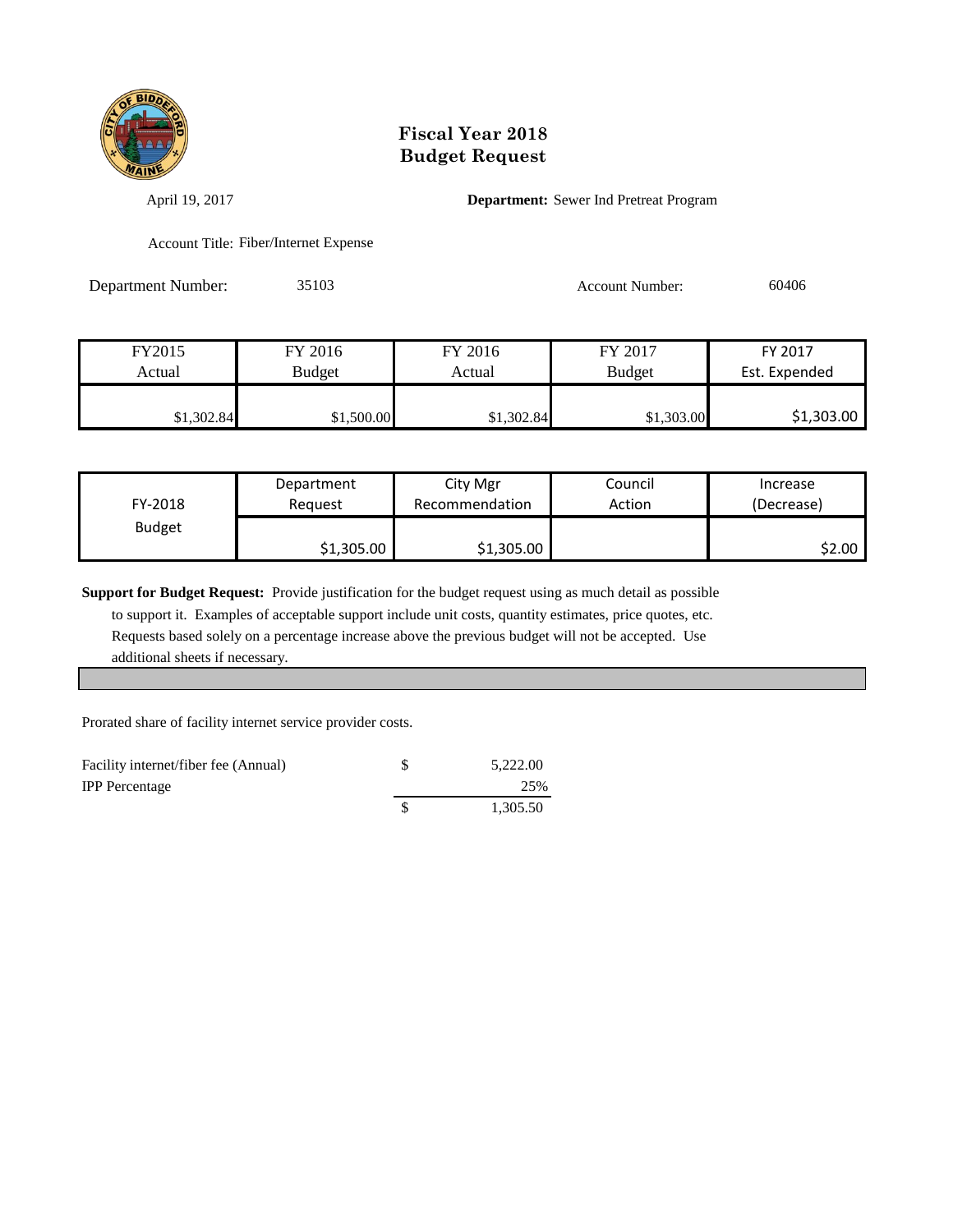# Fiscal Year 2018
# Budget Request

April 19, 2017

**Department:** Sewer Ind Pretreat Program

Account Title: Fiber/Internet Expense

Department Number: 35103

Account Number: 60406

| FY2015 Actual | FY 2016 Budget | FY 2016 Actual | FY 2017 Budget | FY 2017 Est. Expended |
|---|---|---|---|---|
| $1,302.84 | $1,500.00 | $1,302.84 | $1,303.00 | $1,303.00 |

| FY-2018 Budget | Department Request | City Mgr Recommendation | Council Action | Increase (Decrease) |
|---|---|---|---|---|
| | $1,305.00 | $1,305.00 | | $2.00 |

**Support for Budget Request:** Provide justification for the budget request using as much detail as possible to support it. Examples of acceptable support include unit costs, quantity estimates, price quotes, etc. Requests based solely on a percentage increase above the previous budget will not be accepted. Use additional sheets if necessary.

Prorated share of facility internet service provider costs.

| | | |
|---|---|---|
| Facility internet/fiber fee (Annual) | $ | 5,222.00 |
| IPP Percentage | | 25% |
| | $ | 1,305.50 |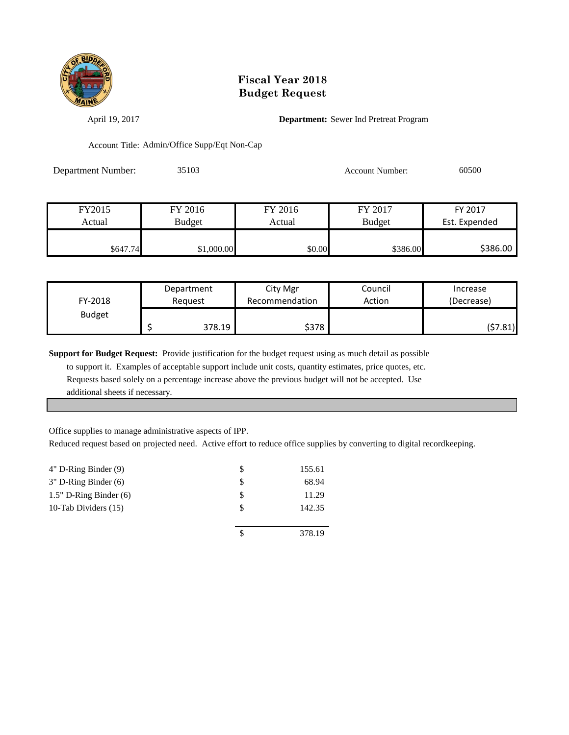# Fiscal Year 2018
# Budget Request

April 19, 2017 **Department:** Sewer Ind Pretreat Program

Account Title: Admin/Office Supp/Eqt Non-Cap

Department Number: 35103 Account Number: 60500

| FY2015 Actual | FY 2016 Budget | FY 2016 Actual | FY 2017 Budget | FY 2017 Est. Expended |
|---|---|---|---|---|
| $647.74 | $1,000.00 | $0.00 | $386.00 | $386.00 |

| FY-2018 Budget | Department Request | City Mgr Recommendation | Council Action | Increase (Decrease) |
|---|---|---|---|---|
| | $ 378.19 | $378 | | ($7.81) |

**Support for Budget Request:** Provide justification for the budget request using as much detail as possible to support it. Examples of acceptable support include unit costs, quantity estimates, price quotes, etc. Requests based solely on a percentage increase above the previous budget will not be accepted. Use additional sheets if necessary.

Office supplies to manage administrative aspects of IPP.
Reduced request based on projected need. Active effort to reduce office supplies by converting to digital recordkeeping.

| Item | | Amount |
|---|---|---|
| 4" D-Ring Binder (9) | $ | 155.61 |
| 3" D-Ring Binder (6) | $ | 68.94 |
| 1.5" D-Ring Binder (6) | $ | 11.29 |
| 10-Tab Dividers (15) | $ | 142.35 |
| | $ | 378.19 |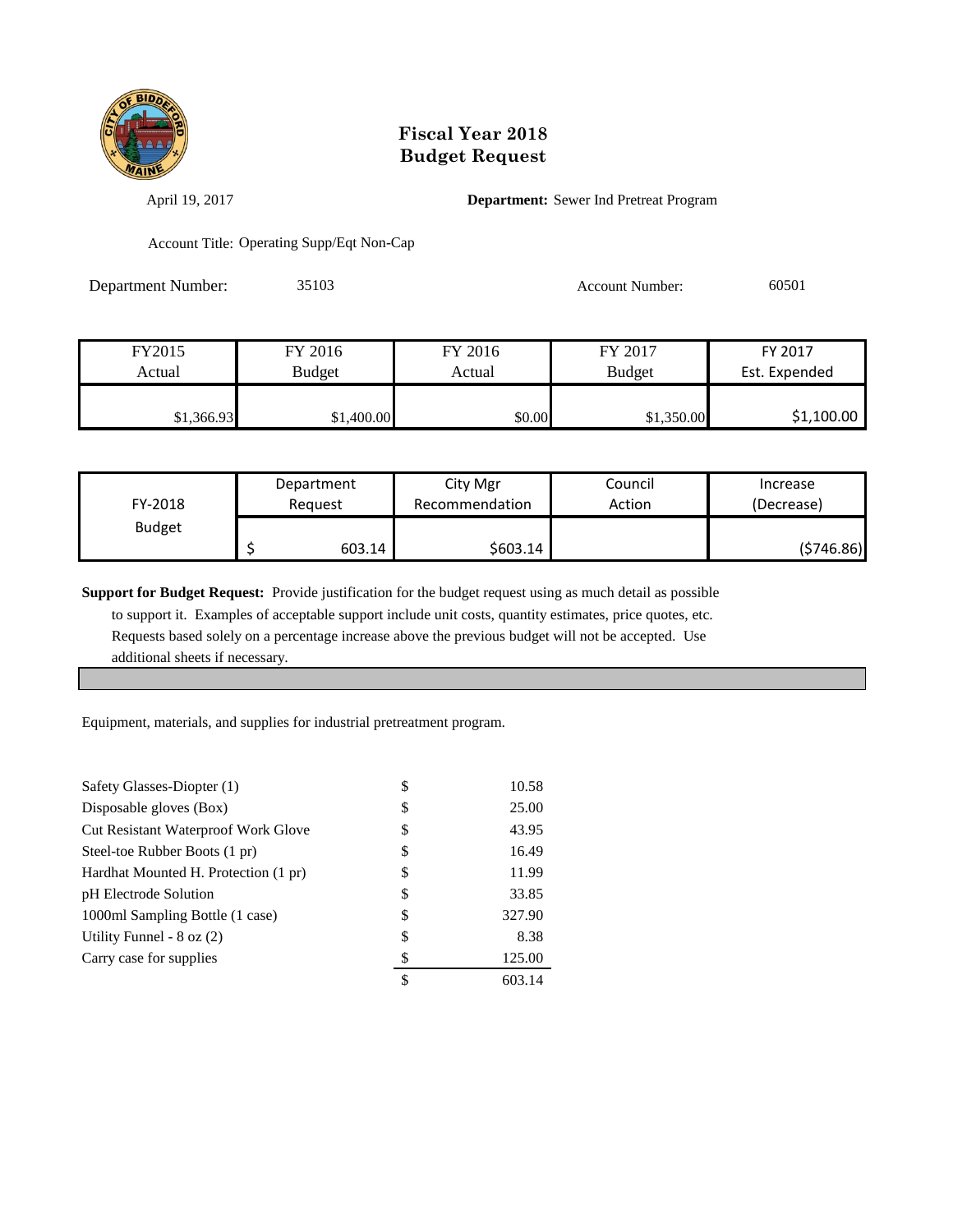# Fiscal Year 2018
# Budget Request

April 19, 2017

**Department:** Sewer Ind Pretreat Program

Account Title: Operating Supp/Eqt Non-Cap

Department Number: 35103

Account Number: 60501

| FY2015 Actual | FY 2016 Budget | FY 2016 Actual | FY 2017 Budget | FY 2017 Est. Expended |
|---|---|---|---|---|
| $1,366.93 | $1,400.00 | $0.00 | $1,350.00 | $1,100.00 |

| FY-2018 Budget | Department Request | City Mgr Recommendation | Council Action | Increase (Decrease) |
|---|---|---|---|---|
| | $ 603.14 | $603.14 | | ($746.86) |

**Support for Budget Request:** Provide justification for the budget request using as much detail as possible to support it. Examples of acceptable support include unit costs, quantity estimates, price quotes, etc. Requests based solely on a percentage increase above the previous budget will not be accepted. Use additional sheets if necessary.

Equipment, materials, and supplies for industrial pretreatment program.

| Item | | Amount |
|---|---|---|
| Safety Glasses-Diopter (1) | $ | 10.58 |
| Disposable gloves (Box) | $ | 25.00 |
| Cut Resistant Waterproof Work Glove | $ | 43.95 |
| Steel-toe Rubber Boots (1 pr) | $ | 16.49 |
| Hardhat Mounted H. Protection (1 pr) | $ | 11.99 |
| pH Electrode Solution | $ | 33.85 |
| 1000ml Sampling Bottle (1 case) | $ | 327.90 |
| Utility Funnel - 8 oz (2) | $ | 8.38 |
| Carry case for supplies | $ | 125.00 |
| | $ | 603.14 |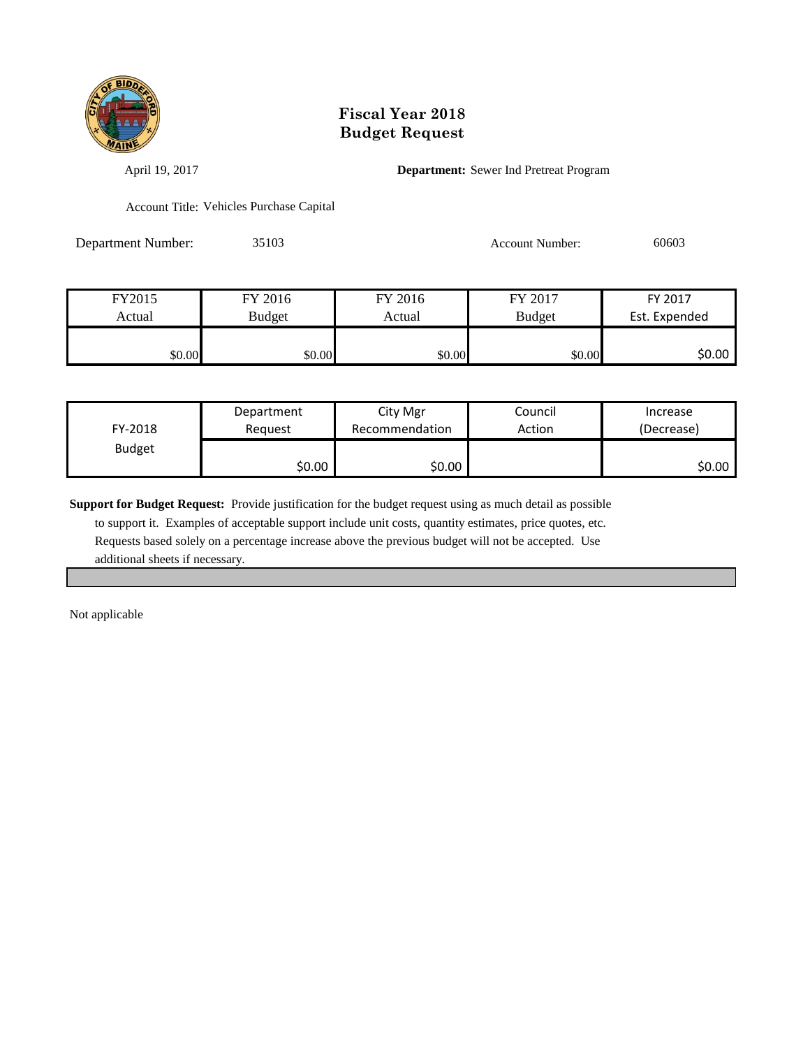# Fiscal Year 2018
# Budget Request

April 19, 2017

**Department:** Sewer Ind Pretreat Program

Account Title: Vehicles Purchase Capital

Department Number: 35103

Account Number: 60603

| FY2015 Actual | FY 2016 Budget | FY 2016 Actual | FY 2017 Budget | FY 2017 Est. Expended |
|---|---|---|---|---|
| $0.00 | $0.00 | $0.00 | $0.00 | $0.00 |

| FY-2018 Budget | Department Request | City Mgr Recommendation | Council Action | Increase (Decrease) |
|---|---|---|---|---|
| | $0.00 | $0.00 | | $0.00 |

**Support for Budget Request:** Provide justification for the budget request using as much detail as possible to support it. Examples of acceptable support include unit costs, quantity estimates, price quotes, etc. Requests based solely on a percentage increase above the previous budget will not be accepted. Use additional sheets if necessary.

Not applicable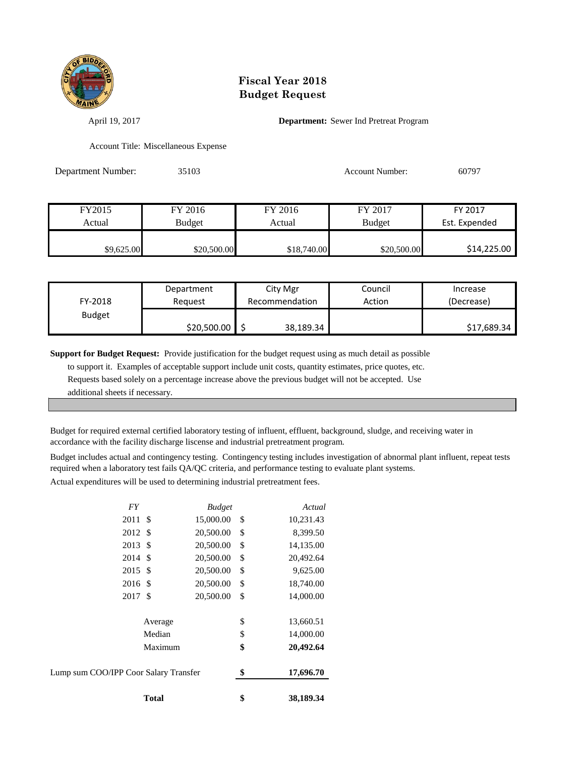# Fiscal Year 2018
# Budget Request

April 19, 2017

**Department:** Sewer Ind Pretreat Program

Account Title: Miscellaneous Expense

Department Number: 35103

Account Number: 60797

| FY2015 Actual | FY 2016 Budget | FY 2016 Actual | FY 2017 Budget | FY 2017 Est. Expended |
|---|---|---|---|---|
| $9,625.00 | $20,500.00 | $18,740.00 | $20,500.00 | $14,225.00 |

| FY-2018 Budget | Department Request | City Mgr Recommendation | Council Action | Increase (Decrease) |
|---|---|---|---|---|
| | $20,500.00 | $ 38,189.34 | | $17,689.34 |

**Support for Budget Request:** Provide justification for the budget request using as much detail as possible to support it. Examples of acceptable support include unit costs, quantity estimates, price quotes, etc. Requests based solely on a percentage increase above the previous budget will not be accepted. Use additional sheets if necessary.

Budget for required external certified laboratory testing of influent, effluent, background, sludge, and receiving water in accordance with the facility discharge liscense and industrial pretreatment program.

Budget includes actual and contingency testing. Contingency testing includes investigation of abnormal plant influent, repeat tests required when a laboratory test fails QA/QC criteria, and performance testing to evaluate plant systems.

Actual expenditures will be used to determining industrial pretreatment fees.

| *FY* | *Budget* | *Actual* |
|---|---|---|
| 2011 | $ 15,000.00 | $ 10,231.43 |
| 2012 | $ 20,500.00 | $ 8,399.50 |
| 2013 | $ 20,500.00 | $ 14,135.00 |
| 2014 | $ 20,500.00 | $ 20,492.64 |
| 2015 | $ 20,500.00 | $ 9,625.00 |
| 2016 | $ 20,500.00 | $ 18,740.00 |
| 2017 | $ 20,500.00 | $ 14,000.00 |
| Average | | $ 13,660.51 |
| Median | | $ 14,000.00 |
| Maximum | | **$ 20,492.64** |
| Lump sum COO/IPP Coor Salary Transfer | | **$ 17,696.70** |
| **Total** | | **$ 38,189.34** |